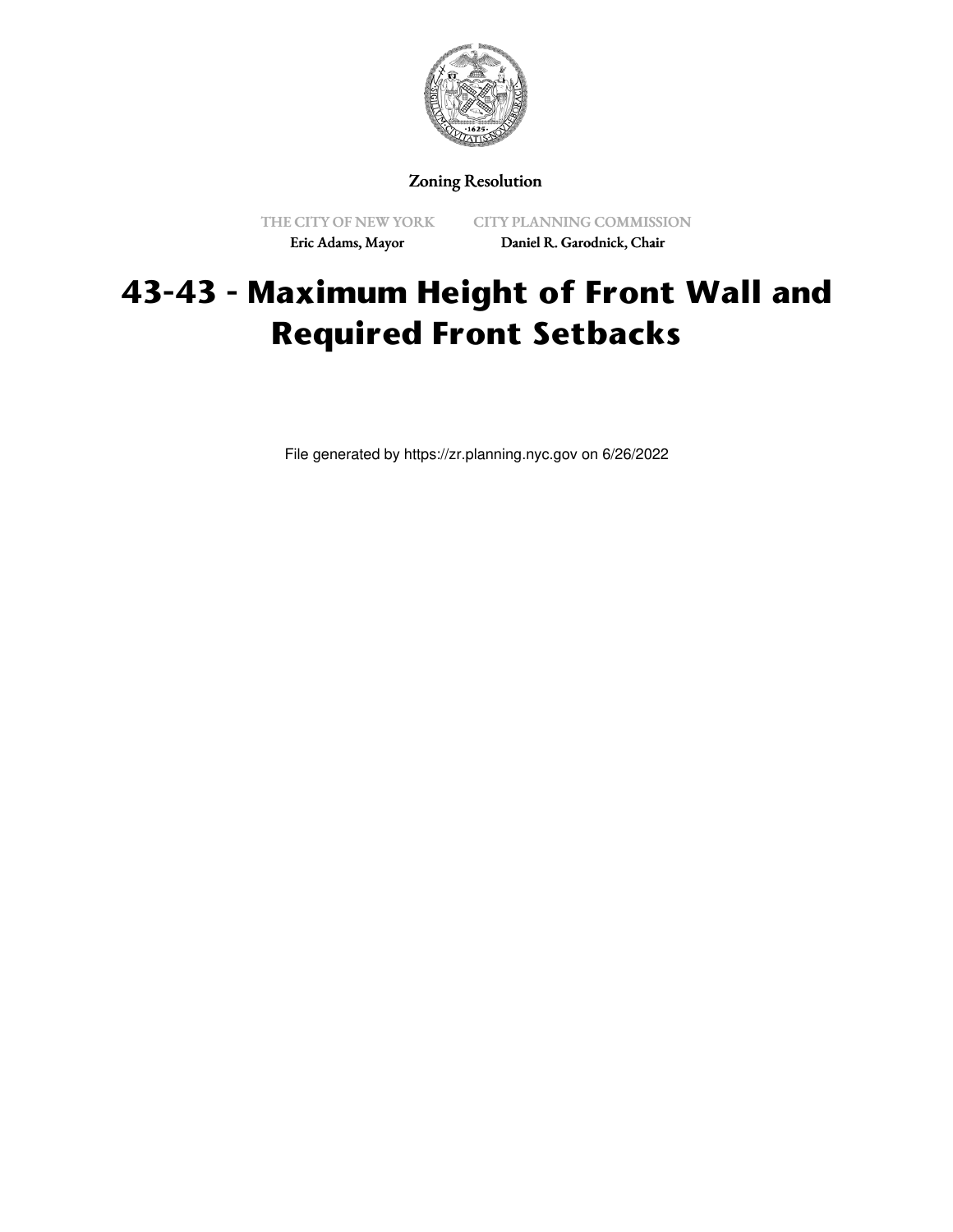Zoning Resolution

THE CITY OF NEW YORK
Eric Adams, Mayor

CITY PLANNING COMMISSION
Daniel R. Garodnick, Chair

# 43-43 - Maximum Height of Front Wall and Required Front Setbacks

File generated by https://zr.planning.nyc.gov on 6/26/2022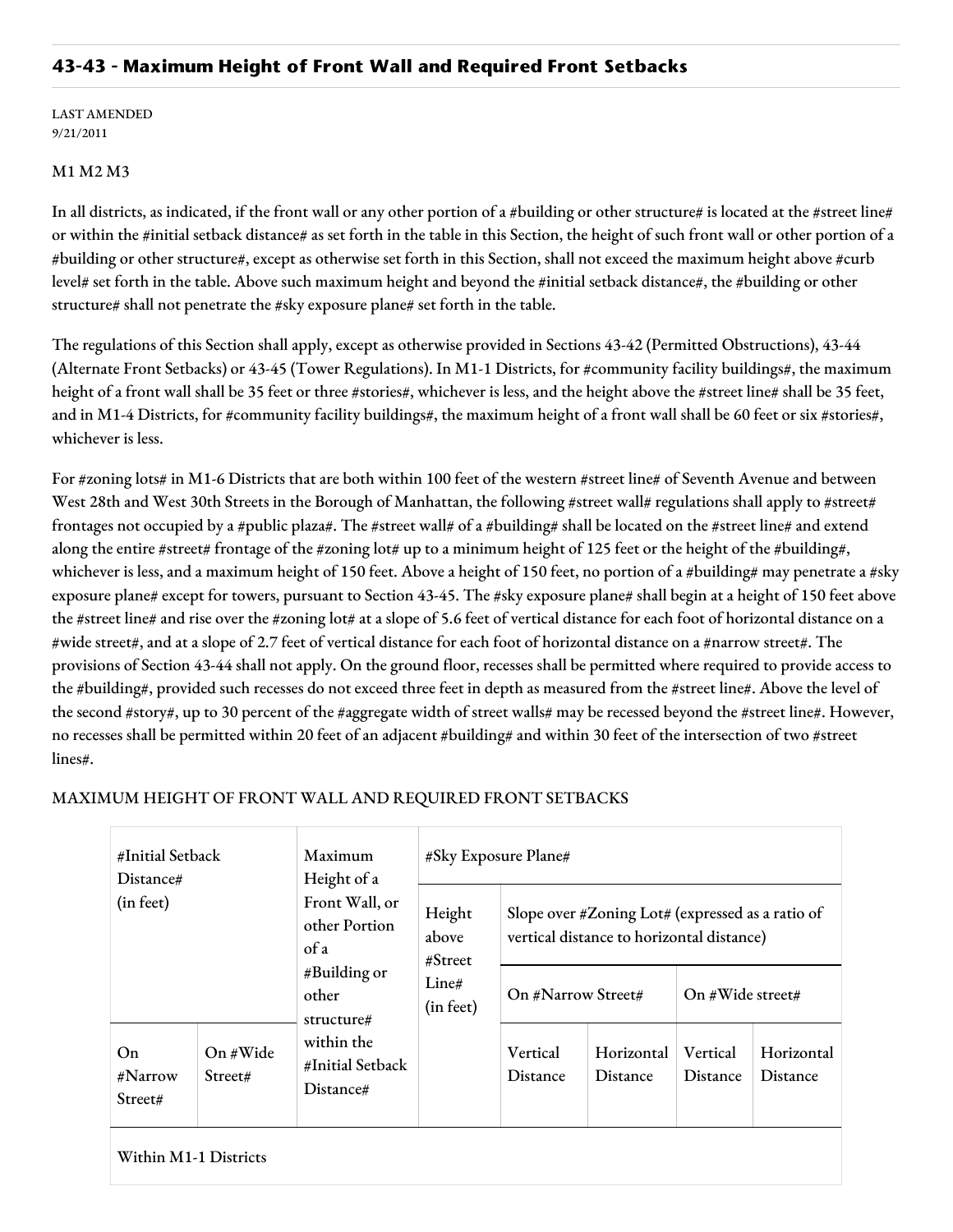## 43-43 - Maximum Height of Front Wall and Required Front Setbacks

LAST AMENDED
9/21/2011

M1 M2 M3

In all districts, as indicated, if the front wall or any other portion of a #building or other structure# is located at the #street line# or within the #initial setback distance# as set forth in the table in this Section, the height of such front wall or other portion of a #building or other structure#, except as otherwise set forth in this Section, shall not exceed the maximum height above #curb level# set forth in the table. Above such maximum height and beyond the #initial setback distance#, the #building or other structure# shall not penetrate the #sky exposure plane# set forth in the table.

The regulations of this Section shall apply, except as otherwise provided in Sections 43-42 (Permitted Obstructions), 43-44 (Alternate Front Setbacks) or 43-45 (Tower Regulations). In M1-1 Districts, for #community facility buildings#, the maximum height of a front wall shall be 35 feet or three #stories#, whichever is less, and the height above the #street line# shall be 35 feet, and in M1-4 Districts, for #community facility buildings#, the maximum height of a front wall shall be 60 feet or six #stories#, whichever is less.

For #zoning lots# in M1-6 Districts that are both within 100 feet of the western #street line# of Seventh Avenue and between West 28th and West 30th Streets in the Borough of Manhattan, the following #street wall# regulations shall apply to #street# frontages not occupied by a #public plaza#. The #street wall# of a #building# shall be located on the #street line# and extend along the entire #street# frontage of the #zoning lot# up to a minimum height of 125 feet or the height of the #building#, whichever is less, and a maximum height of 150 feet. Above a height of 150 feet, no portion of a #building# may penetrate a #sky exposure plane# except for towers, pursuant to Section 43-45. The #sky exposure plane# shall begin at a height of 150 feet above the #street line# and rise over the #zoning lot# at a slope of 5.6 feet of vertical distance for each foot of horizontal distance on a #wide street#, and at a slope of 2.7 feet of vertical distance for each foot of horizontal distance on a #narrow street#. The provisions of Section 43-44 shall not apply. On the ground floor, recesses shall be permitted where required to provide access to the #building#, provided such recesses do not exceed three feet in depth as measured from the #street line#. Above the level of the second #story#, up to 30 percent of the #aggregate width of street walls# may be recessed beyond the #street line#. However, no recesses shall be permitted within 20 feet of an adjacent #building# and within 30 feet of the intersection of two #street lines#.

MAXIMUM HEIGHT OF FRONT WALL AND REQUIRED FRONT SETBACKS

| #Initial Setback Distance# (in feet) | | Maximum Height of a Front Wall, or other Portion of a #Building or other structure# within the #Initial Setback Distance# | #Sky Exposure Plane# | | | | |
|---|---|---|---|---|---|---|---|
| | | | Height above #Street Line# (in feet) | Slope over #Zoning Lot# (expressed as a ratio of vertical distance to horizontal distance) | | | |
| | | | | On #Narrow Street# | | On #Wide street# | |
| On #Narrow Street# | On #Wide Street# | | | Vertical Distance | Horizontal Distance | Vertical Distance | Horizontal Distance |
| Within M1-1 Districts | | | | | | | |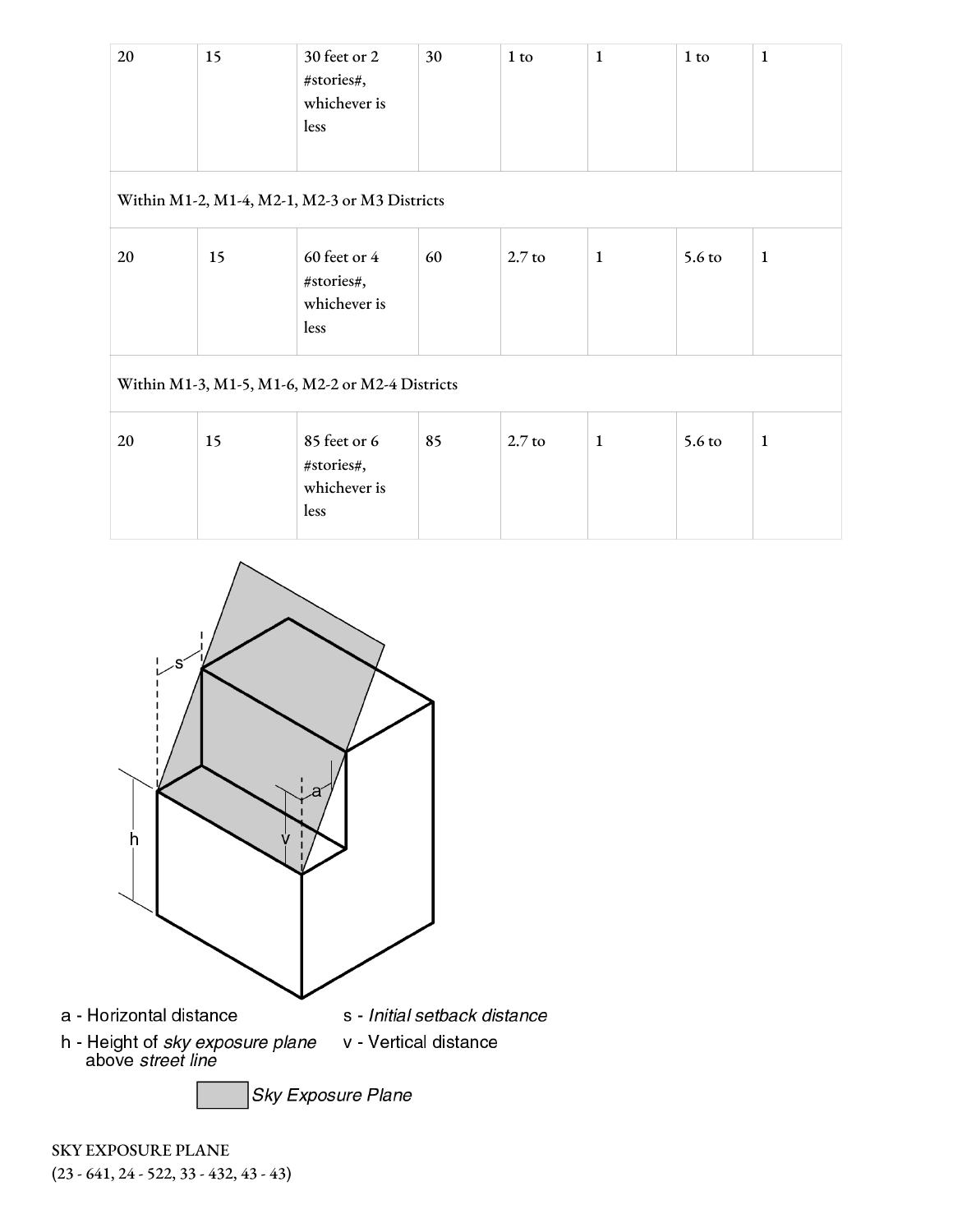| | | | | | | | |
|---|---|---|---|---|---|---|---|
| 20 | 15 | 30 feet or 2 #stories#, whichever is less | 30 | 1 to | 1 | 1 to | 1 |
| Within M1-2, M1-4, M2-1, M2-3 or M3 Districts | | | | | | | |
| 20 | 15 | 60 feet or 4 #stories#, whichever is less | 60 | 2.7 to | 1 | 5.6 to | 1 |
| Within M1-3, M1-5, M1-6, M2-2 or M2-4 Districts | | | | | | | |
| 20 | 15 | 85 feet or 6 #stories#, whichever is less | 85 | 2.7 to | 1 | 5.6 to | 1 |

s

a

h

v

a - Horizontal distance

h - Height of *sky exposure plane* above *street line*

s - *Initial setback distance*

v - Vertical distance

*Sky Exposure Plane*

SKY EXPOSURE PLANE
(23 - 641, 24 - 522, 33 - 432, 43 - 43)